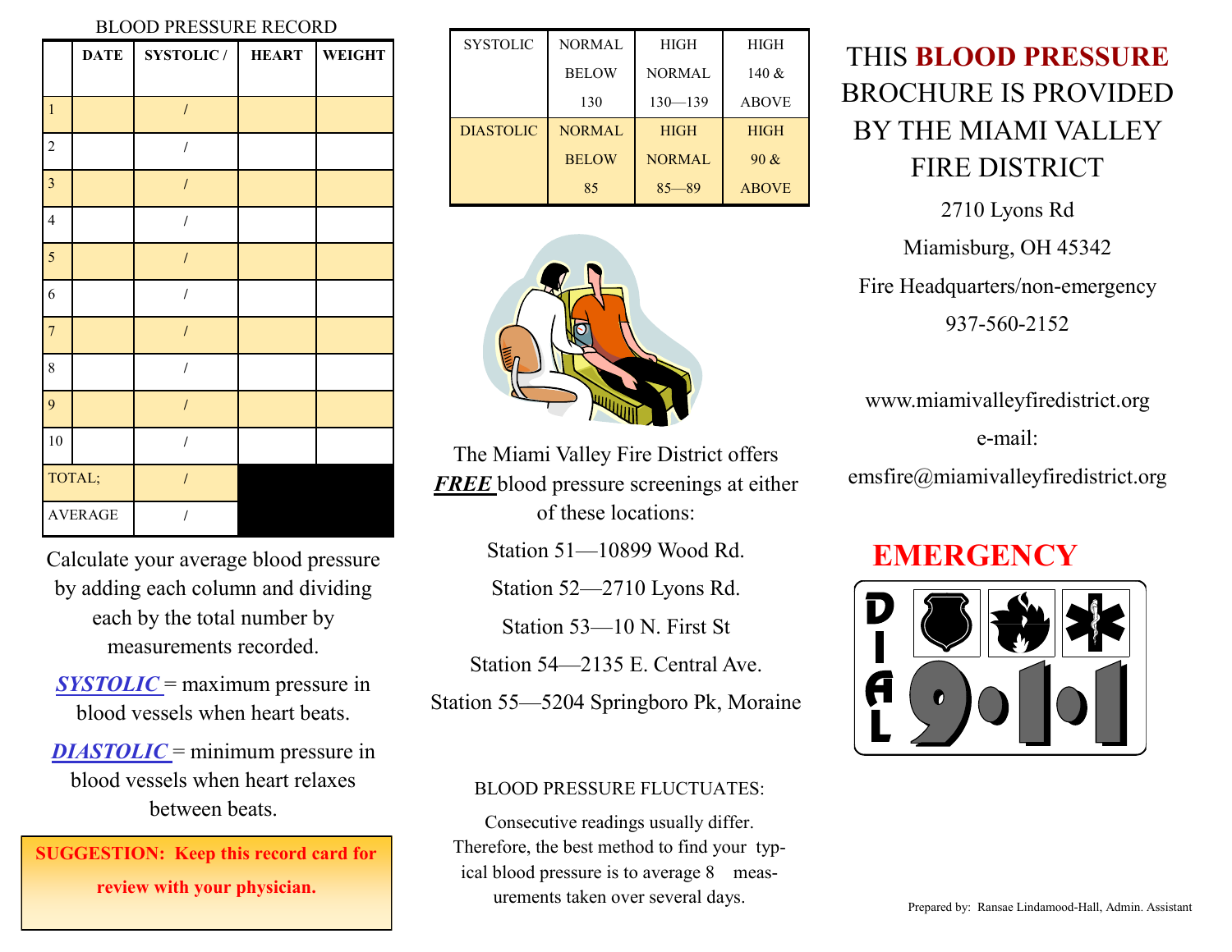BLOOD PRESSURE RECORD

| | DATE | SYSTOLIC / | HEART | WEIGHT |
|---|---|---|---|---|
| 1 | | / | | |
| 2 | | / | | |
| 3 | | / | | |
| 4 | | / | | |
| 5 | | / | | |
| 6 | | / | | |
| 7 | | / | | |
| 8 | | / | | |
| 9 | | / | | |
| 10 | | / | | |
| TOTAL; | | / | | |
| AVERAGE | | / | | |

Calculate your average blood pressure by adding each column and dividing each by the total number by measurements recorded.

***SYSTOLIC*** = maximum pressure in blood vessels when heart beats.

***DIASTOLIC*** = minimum pressure in blood vessels when heart relaxes between beats.

**SUGGESTION: Keep this record card for review with your physician.**

| SYSTOLIC | NORMAL BELOW 130 | HIGH NORMAL 130—139 | HIGH 140 & ABOVE |
|---|---|---|---|
| DIASTOLIC | NORMAL BELOW 85 | HIGH NORMAL 85—89 | HIGH 90 & ABOVE |

The Miami Valley Fire District offers ***FREE*** blood pressure screenings at either of these locations:

Station 51—10899 Wood Rd.

Station 52—2710 Lyons Rd.

Station 53—10 N. First St

Station 54—2135 E. Central Ave.

Station 55—5204 Springboro Pk, Moraine

BLOOD PRESSURE FLUCTUATES:

Consecutive readings usually differ. Therefore, the best method to find your typical blood pressure is to average 8 measurements taken over several days.

# THIS **BLOOD PRESSURE** BROCHURE IS PROVIDED BY THE MIAMI VALLEY FIRE DISTRICT

2710 Lyons Rd

Miamisburg, OH 45342

Fire Headquarters/non-emergency

937-560-2152

www.miamivalleyfiredistrict.org

e-mail:

emsfire@miamivalleyfiredistrict.org

## EMERGENCY

DIAL 9-1-1

Prepared by: Ransae Lindamood-Hall, Admin. Assistant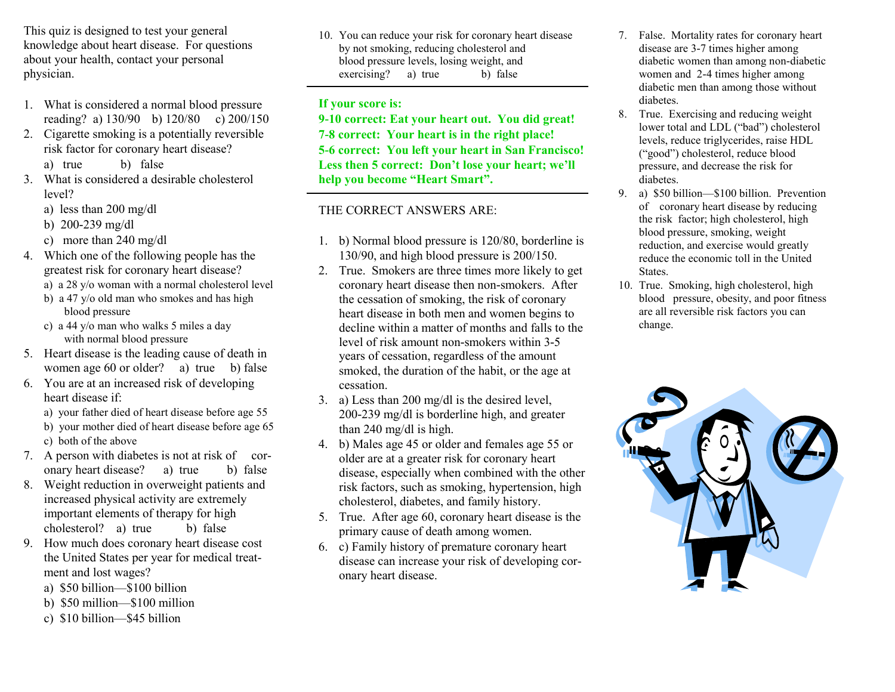This quiz is designed to test your general knowledge about heart disease. For questions about your health, contact your personal physician.

1. What is considered a normal blood pressure reading? a) 130/90 b) 120/80 c) 200/150
2. Cigarette smoking is a potentially reversible risk factor for coronary heart disease?
   a) true b) false
3. What is considered a desirable cholesterol level?
   a) less than 200 mg/dl
   b) 200-239 mg/dl
   c) more than 240 mg/dl
4. Which one of the following people has the greatest risk for coronary heart disease?
   a) a 28 y/o woman with a normal cholesterol level
   b) a 47 y/o old man who smokes and has high blood pressure
   c) a 44 y/o man who walks 5 miles a day with normal blood pressure
5. Heart disease is the leading cause of death in women age 60 or older? a) true b) false
6. You are at an increased risk of developing heart disease if:
   a) your father died of heart disease before age 55
   b) your mother died of heart disease before age 65
   c) both of the above
7. A person with diabetes is not at risk of coronary heart disease? a) true b) false
8. Weight reduction in overweight patients and increased physical activity are extremely important elements of therapy for high cholesterol? a) true b) false
9. How much does coronary heart disease cost the United States per year for medical treatment and lost wages?
   a) $50 billion—$100 billion
   b) $50 million—$100 million
   c) $10 billion—$45 billion
10. You can reduce your risk for coronary heart disease by not smoking, reducing cholesterol and blood pressure levels, losing weight, and exercising? a) true b) false

---

**If your score is:**

**9-10 correct: Eat your heart out. You did great!**

**7-8 correct: Your heart is in the right place!**

**5-6 correct: You left your heart in San Francisco!**

**Less then 5 correct: Don't lose your heart; we'll help you become "Heart Smart".**

---

THE CORRECT ANSWERS ARE:

1. b) Normal blood pressure is 120/80, borderline is 130/90, and high blood pressure is 200/150.
2. True. Smokers are three times more likely to get coronary heart disease then non-smokers. After the cessation of smoking, the risk of coronary heart disease in both men and women begins to decline within a matter of months and falls to the level of risk amount non-smokers within 3-5 years of cessation, regardless of the amount smoked, the duration of the habit, or the age at cessation.
3. a) Less than 200 mg/dl is the desired level, 200-239 mg/dl is borderline high, and greater than 240 mg/dl is high.
4. b) Males age 45 or older and females age 55 or older are at a greater risk for coronary heart disease, especially when combined with the other risk factors, such as smoking, hypertension, high cholesterol, diabetes, and family history.
5. True. After age 60, coronary heart disease is the primary cause of death among women.
6. c) Family history of premature coronary heart disease can increase your risk of developing coronary heart disease.
7. False. Mortality rates for coronary heart disease are 3-7 times higher among diabetic women than among non-diabetic women and 2-4 times higher among diabetic men than among those without diabetes.
8. True. Exercising and reducing weight lower total and LDL ("bad") cholesterol levels, reduce triglycerides, raise HDL ("good") cholesterol, reduce blood pressure, and decrease the risk for diabetes.
9. a) $50 billion—$100 billion. Prevention of coronary heart disease by reducing the risk factor; high cholesterol, high blood pressure, smoking, weight reduction, and exercise would greatly reduce the economic toll in the United States.
10. True. Smoking, high cholesterol, high blood pressure, obesity, and poor fitness are all reversible risk factors you can change.